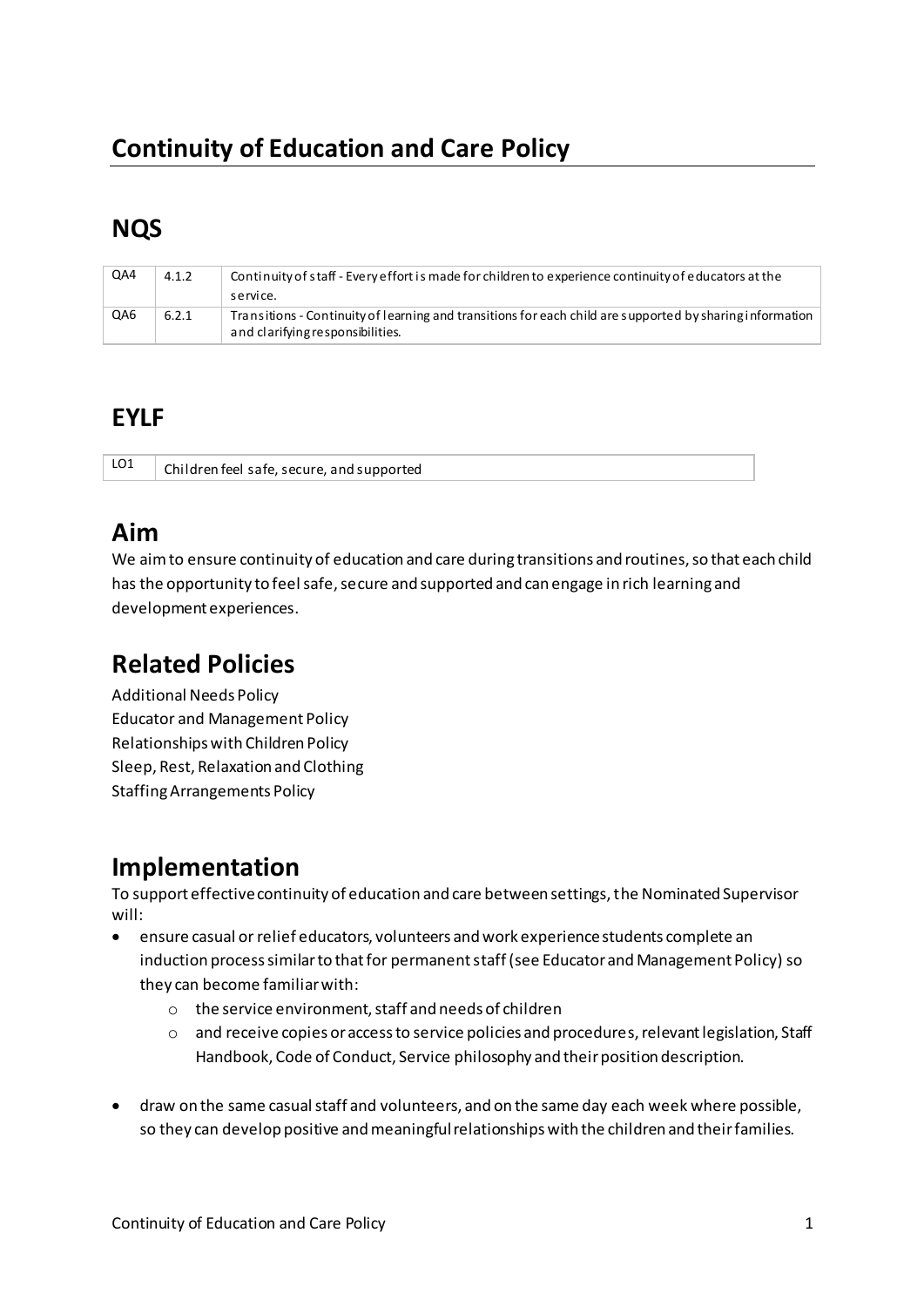# Continuity of Education and Care Policy

## NQS

| | | |
|---|---|---|
| QA4 | 4.1.2 | Continuity of staff - Every effort is made for children to experience continuity of educators at the service. |
| QA6 | 6.2.1 | Transitions - Continuity of learning and transitions for each child are supported by sharing information and clarifying responsibilities. |

## EYLF

| | |
|---|---|
| LO1 | Children feel safe, secure, and supported |

## Aim

We aim to ensure continuity of education and care during transitions and routines, so that each child has the opportunity to feel safe, secure and supported and can engage in rich learning and development experiences.

## Related Policies

Additional Needs Policy
Educator and Management Policy
Relationships with Children Policy
Sleep, Rest, Relaxation and Clothing
Staffing Arrangements Policy

## Implementation

To support effective continuity of education and care between settings, the Nominated Supervisor will:

- ensure casual or relief educators, volunteers and work experience students complete an induction process similar to that for permanent staff (see Educator and Management Policy) so they can become familiar with:
    - the service environment, staff and needs of children
    - and receive copies or access to service policies and procedures, relevant legislation, Staff Handbook, Code of Conduct, Service philosophy and their position description.
- draw on the same casual staff and volunteers, and on the same day each week where possible, so they can develop positive and meaningful relationships with the children and their families.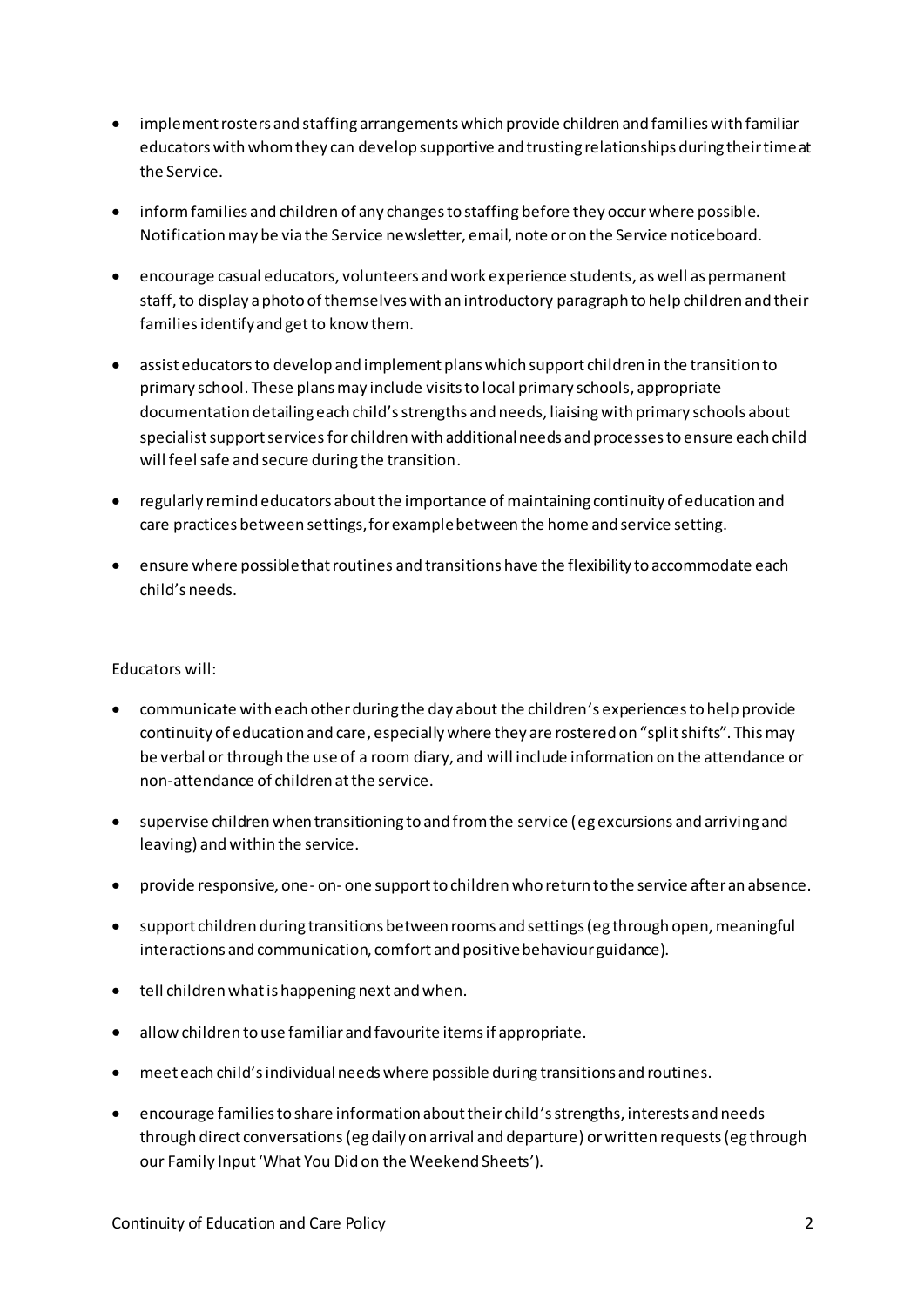- implement rosters and staffing arrangements which provide children and families with familiar educators with whom they can develop supportive and trusting relationships during their time at the Service.
- inform families and children of any changes to staffing before they occur where possible. Notification may be via the Service newsletter, email, note or on the Service noticeboard.
- encourage casual educators, volunteers and work experience students, as well as permanent staff, to display a photo of themselves with an introductory paragraph to help children and their families identify and get to know them.
- assist educators to develop and implement plans which support children in the transition to primary school. These plans may include visits to local primary schools, appropriate documentation detailing each child's strengths and needs, liaising with primary schools about specialist support services for children with additional needs and processes to ensure each child will feel safe and secure during the transition.
- regularly remind educators about the importance of maintaining continuity of education and care practices between settings, for example between the home and service setting.
- ensure where possible that routines and transitions have the flexibility to accommodate each child's needs.

Educators will:

- communicate with each other during the day about the children's experiences to help provide continuity of education and care, especially where they are rostered on "split shifts". This may be verbal or through the use of a room diary, and will include information on the attendance or non-attendance of children at the service.
- supervise children when transitioning to and from the service (eg excursions and arriving and leaving) and within the service.
- provide responsive, one- on- one support to children who return to the service after an absence.
- support children during transitions between rooms and settings (eg through open, meaningful interactions and communication, comfort and positive behaviour guidance).
- tell children what is happening next and when.
- allow children to use familiar and favourite items if appropriate.
- meet each child's individual needs where possible during transitions and routines.
- encourage families to share information about their child's strengths, interests and needs through direct conversations (eg daily on arrival and departure) or written requests (eg through our Family Input 'What You Did on the Weekend Sheets').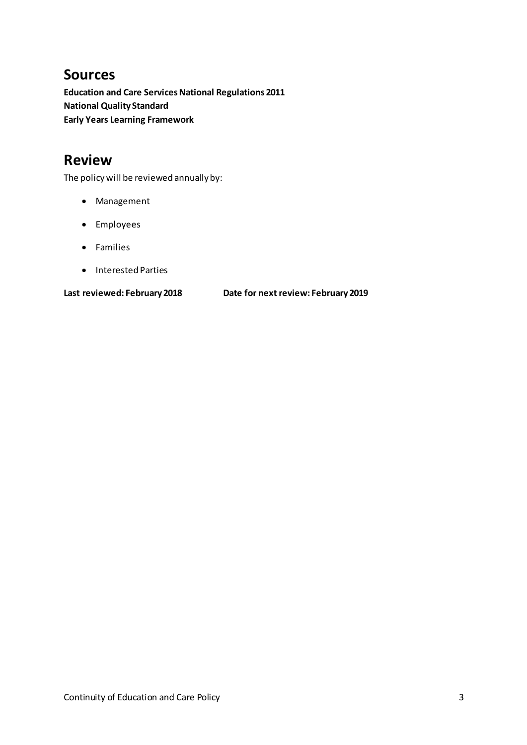## Sources

**Education and Care Services National Regulations 2011**
**National Quality Standard**
**Early Years Learning Framework**

## Review

The policy will be reviewed annually by:

- Management
- Employees
- Families
- Interested Parties

**Last reviewed: February 2018** **Date for next review: February 2019**